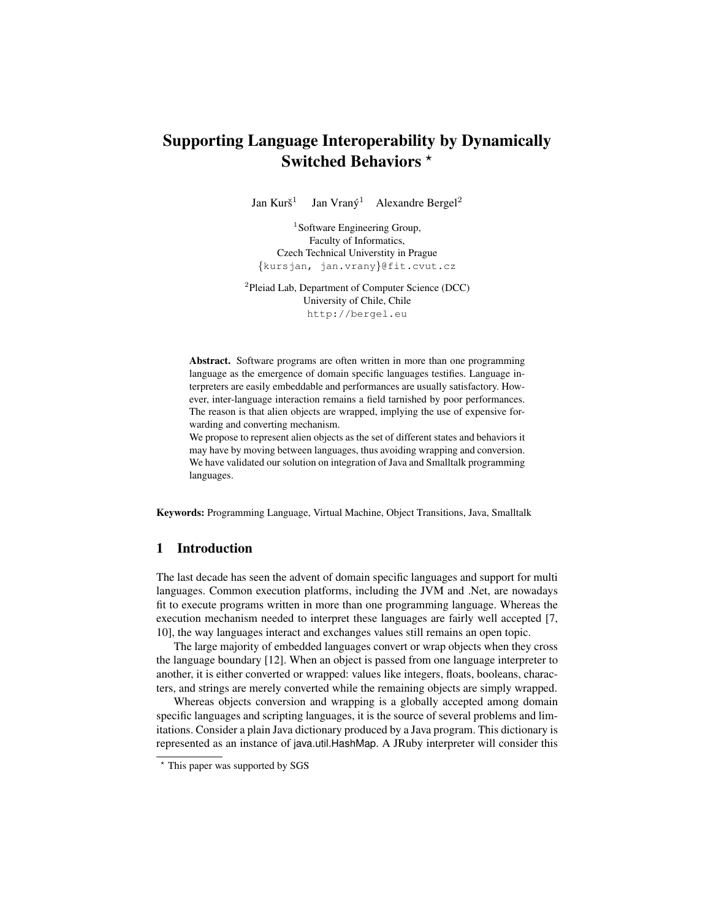# Supporting Language Interoperability by Dynamically Switched Behaviors ⋆

Jan Kurš[1] Jan Vraný[1] Alexandre Bergel[2]

[1]Software Engineering Group,
Faculty of Informatics,
Czech Technical Universtity in Prague
{kursjan, jan.vrany}@fit.cvut.cz

[2]Pleiad Lab, Department of Computer Science (DCC)
University of Chile, Chile
http://bergel.eu

**Abstract.** Software programs are often written in more than one programming language as the emergence of domain specific languages testifies. Language interpreters are easily embeddable and performances are usually satisfactory. However, inter-language interaction remains a field tarnished by poor performances. The reason is that alien objects are wrapped, implying the use of expensive forwarding and converting mechanism.
We propose to represent alien objects as the set of different states and behaviors it may have by moving between languages, thus avoiding wrapping and conversion. We have validated our solution on integration of Java and Smalltalk programming languages.

**Keywords:** Programming Language, Virtual Machine, Object Transitions, Java, Smalltalk

## 1 Introduction

The last decade has seen the advent of domain specific languages and support for multi languages. Common execution platforms, including the JVM and .Net, are nowadays fit to execute programs written in more than one programming language. Whereas the execution mechanism needed to interpret these languages are fairly well accepted [7, 10], the way languages interact and exchanges values still remains an open topic.

The large majority of embedded languages convert or wrap objects when they cross the language boundary [12]. When an object is passed from one language interpreter to another, it is either converted or wrapped: values like integers, floats, booleans, characters, and strings are merely converted while the remaining objects are simply wrapped.

Whereas objects conversion and wrapping is a globally accepted among domain specific languages and scripting languages, it is the source of several problems and limitations. Consider a plain Java dictionary produced by a Java program. This dictionary is represented as an instance of java.util.HashMap. A JRuby interpreter will consider this

⋆ This paper was supported by SGS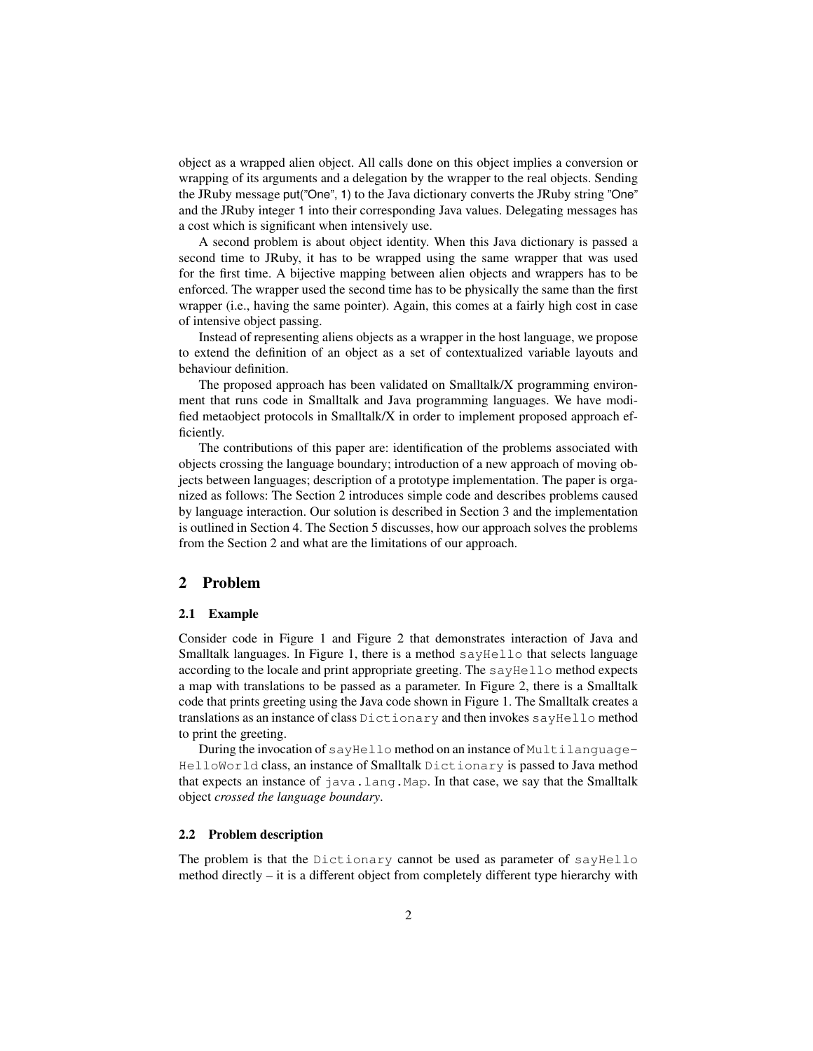object as a wrapped alien object. All calls done on this object implies a conversion or wrapping of its arguments and a delegation by the wrapper to the real objects. Sending the JRuby message put("One", 1) to the Java dictionary converts the JRuby string "One" and the JRuby integer 1 into their corresponding Java values. Delegating messages has a cost which is significant when intensively use.

A second problem is about object identity. When this Java dictionary is passed a second time to JRuby, it has to be wrapped using the same wrapper that was used for the first time. A bijective mapping between alien objects and wrappers has to be enforced. The wrapper used the second time has to be physically the same than the first wrapper (i.e., having the same pointer). Again, this comes at a fairly high cost in case of intensive object passing.

Instead of representing aliens objects as a wrapper in the host language, we propose to extend the definition of an object as a set of contextualized variable layouts and behaviour definition.

The proposed approach has been validated on Smalltalk/X programming environment that runs code in Smalltalk and Java programming languages. We have modified metaobject protocols in Smalltalk/X in order to implement proposed approach efficiently.

The contributions of this paper are: identification of the problems associated with objects crossing the language boundary; introduction of a new approach of moving objects between languages; description of a prototype implementation. The paper is organized as follows: The Section 2 introduces simple code and describes problems caused by language interaction. Our solution is described in Section 3 and the implementation is outlined in Section 4. The Section 5 discusses, how our approach solves the problems from the Section 2 and what are the limitations of our approach.

## 2 Problem

### 2.1 Example

Consider code in Figure 1 and Figure 2 that demonstrates interaction of Java and Smalltalk languages. In Figure 1, there is a method `sayHello` that selects language according to the locale and print appropriate greeting. The `sayHello` method expects a map with translations to be passed as a parameter. In Figure 2, there is a Smalltalk code that prints greeting using the Java code shown in Figure 1. The Smalltalk creates a translations as an instance of class `Dictionary` and then invokes `sayHello` method to print the greeting.

During the invocation of `sayHello` method on an instance of `Multilanguage-HelloWorld` class, an instance of Smalltalk `Dictionary` is passed to Java method that expects an instance of `java.lang.Map`. In that case, we say that the Smalltalk object *crossed the language boundary*.

### 2.2 Problem description

The problem is that the `Dictionary` cannot be used as parameter of `sayHello` method directly – it is a different object from completely different type hierarchy with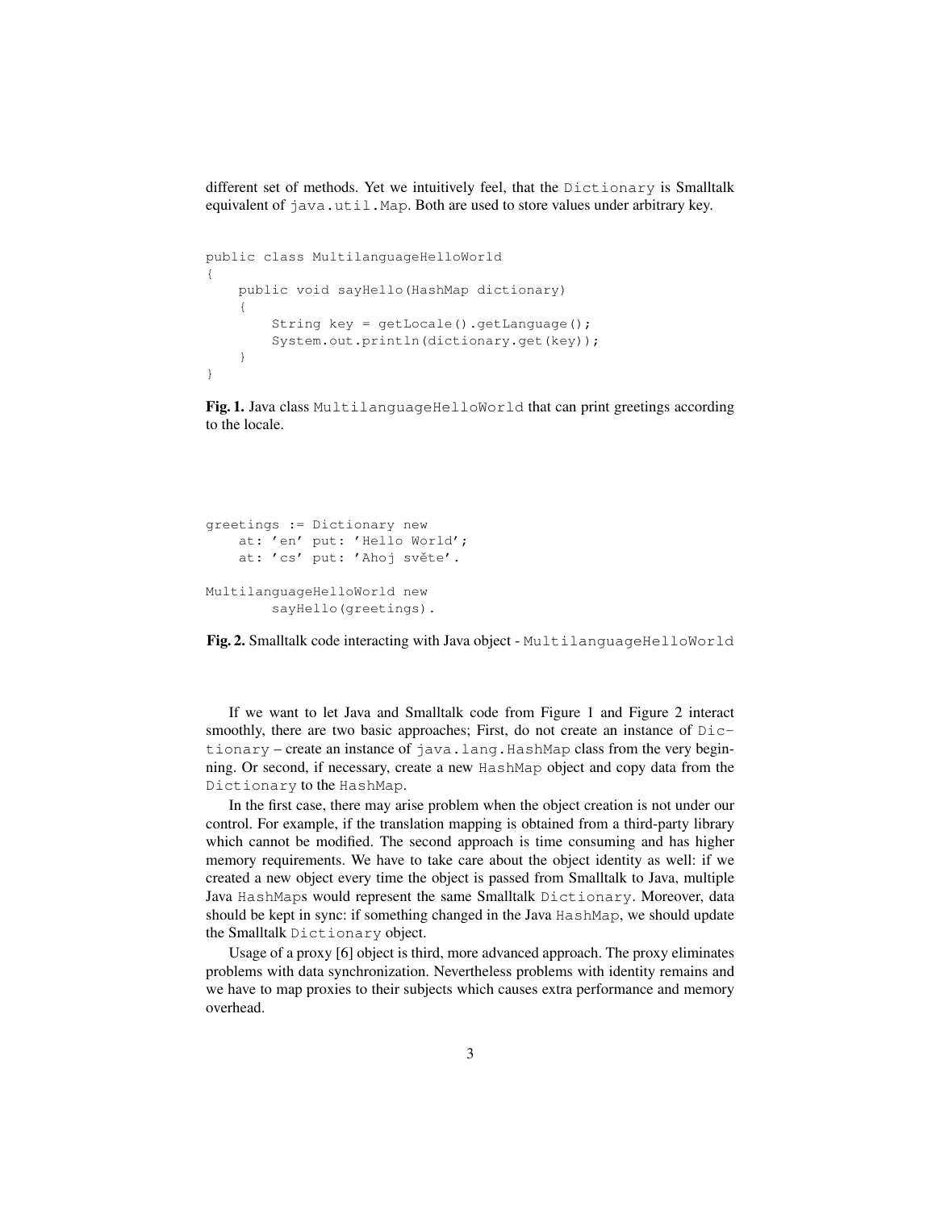different set of methods. Yet we intuitively feel, that the `Dictionary` is Smalltalk equivalent of `java.util.Map`. Both are used to store values under arbitrary key.

```
public class MultilanguageHelloWorld
{
    public void sayHello(HashMap dictionary)
    {
        String key = getLocale().getLanguage();
        System.out.println(dictionary.get(key));
    }
}
```

**Fig. 1.** Java class `MultilanguageHelloWorld` that can print greetings according to the locale.

```
greetings := Dictionary new
    at: 'en' put: 'Hello World';
    at: 'cs' put: 'Ahoj světe'.

MultilanguageHelloWorld new
        sayHello(greetings).
```

**Fig. 2.** Smalltalk code interacting with Java object - `MultilanguageHelloWorld`

If we want to let Java and Smalltalk code from Figure 1 and Figure 2 interact smoothly, there are two basic approaches; First, do not create an instance of `Dictionary` – create an instance of `java.lang.HashMap` class from the very beginning. Or second, if necessary, create a new `HashMap` object and copy data from the `Dictionary` to the `HashMap`.

In the first case, there may arise problem when the object creation is not under our control. For example, if the translation mapping is obtained from a third-party library which cannot be modified. The second approach is time consuming and has higher memory requirements. We have to take care about the object identity as well: if we created a new object every time the object is passed from Smalltalk to Java, multiple Java `HashMap`s would represent the same Smalltalk `Dictionary`. Moreover, data should be kept in sync: if something changed in the Java `HashMap`, we should update the Smalltalk `Dictionary` object.

Usage of a proxy [6] object is third, more advanced approach. The proxy eliminates problems with data synchronization. Nevertheless problems with identity remains and we have to map proxies to their subjects which causes extra performance and memory overhead.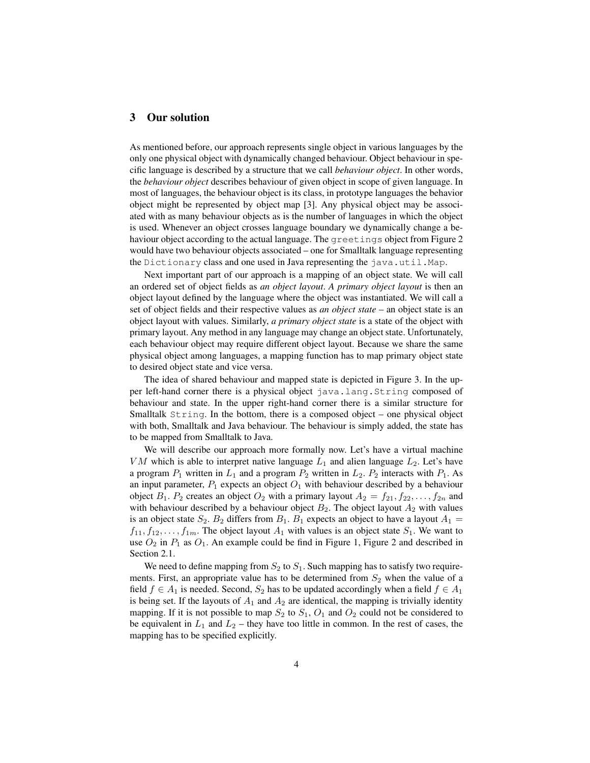## 3 Our solution

As mentioned before, our approach represents single object in various languages by the only one physical object with dynamically changed behaviour. Object behaviour in specific language is described by a structure that we call *behaviour object*. In other words, the *behaviour object* describes behaviour of given object in scope of given language. In most of languages, the behaviour object is its class, in prototype languages the behavior object might be represented by object map [3]. Any physical object may be associated with as many behaviour objects as is the number of languages in which the object is used. Whenever an object crosses language boundary we dynamically change a behaviour object according to the actual language. The `greetings` object from Figure 2 would have two behaviour objects associated – one for Smalltalk language representing the `Dictionary` class and one used in Java representing the `java.util.Map`.

Next important part of our approach is a mapping of an object state. We will call an ordered set of object fields as *an object layout*. *A primary object layout* is then an object layout defined by the language where the object was instantiated. We will call a set of object fields and their respective values as *an object state* – an object state is an object layout with values. Similarly, *a primary object state* is a state of the object with primary layout. Any method in any language may change an object state. Unfortunately, each behaviour object may require different object layout. Because we share the same physical object among languages, a mapping function has to map primary object state to desired object state and vice versa.

The idea of shared behaviour and mapped state is depicted in Figure 3. In the upper left-hand corner there is a physical object `java.lang.String` composed of behaviour and state. In the upper right-hand corner there is a similar structure for Smalltalk `String`. In the bottom, there is a composed object – one physical object with both, Smalltalk and Java behaviour. The behaviour is simply added, the state has to be mapped from Smalltalk to Java.

We will describe our approach more formally now. Let's have a virtual machine $VM$ which is able to interpret native language $L_1$ and alien language $L_2$. Let's have a program $P_1$ written in $L_1$ and a program $P_2$ written in $L_2$. $P_2$ interacts with $P_1$. As an input parameter, $P_1$ expects an object $O_1$ with behaviour described by a behaviour object $B_1$. $P_2$ creates an object $O_2$ with a primary layout $A_2 = f_{21}, f_{22}, \ldots, f_{2n}$ and with behaviour described by a behaviour object $B_2$. The object layout $A_2$ with values is an object state $S_2$. $B_2$ differs from $B_1$. $B_1$ expects an object to have a layout $A_1 = f_{11}, f_{12}, \ldots, f_{1m}$. The object layout $A_1$ with values is an object state $S_1$. We want to use $O_2$ in $P_1$ as $O_1$. An example could be find in Figure 1, Figure 2 and described in Section 2.1.

We need to define mapping from $S_2$ to $S_1$. Such mapping has to satisfy two requirements. First, an appropriate value has to be determined from $S_2$ when the value of a field $f \in A_1$ is needed. Second, $S_2$ has to be updated accordingly when a field $f \in A_1$ is being set. If the layouts of $A_1$ and $A_2$ are identical, the mapping is trivially identity mapping. If it is not possible to map $S_2$ to $S_1$, $O_1$ and $O_2$ could not be considered to be equivalent in $L_1$ and $L_2$ – they have too little in common. In the rest of cases, the mapping has to be specified explicitly.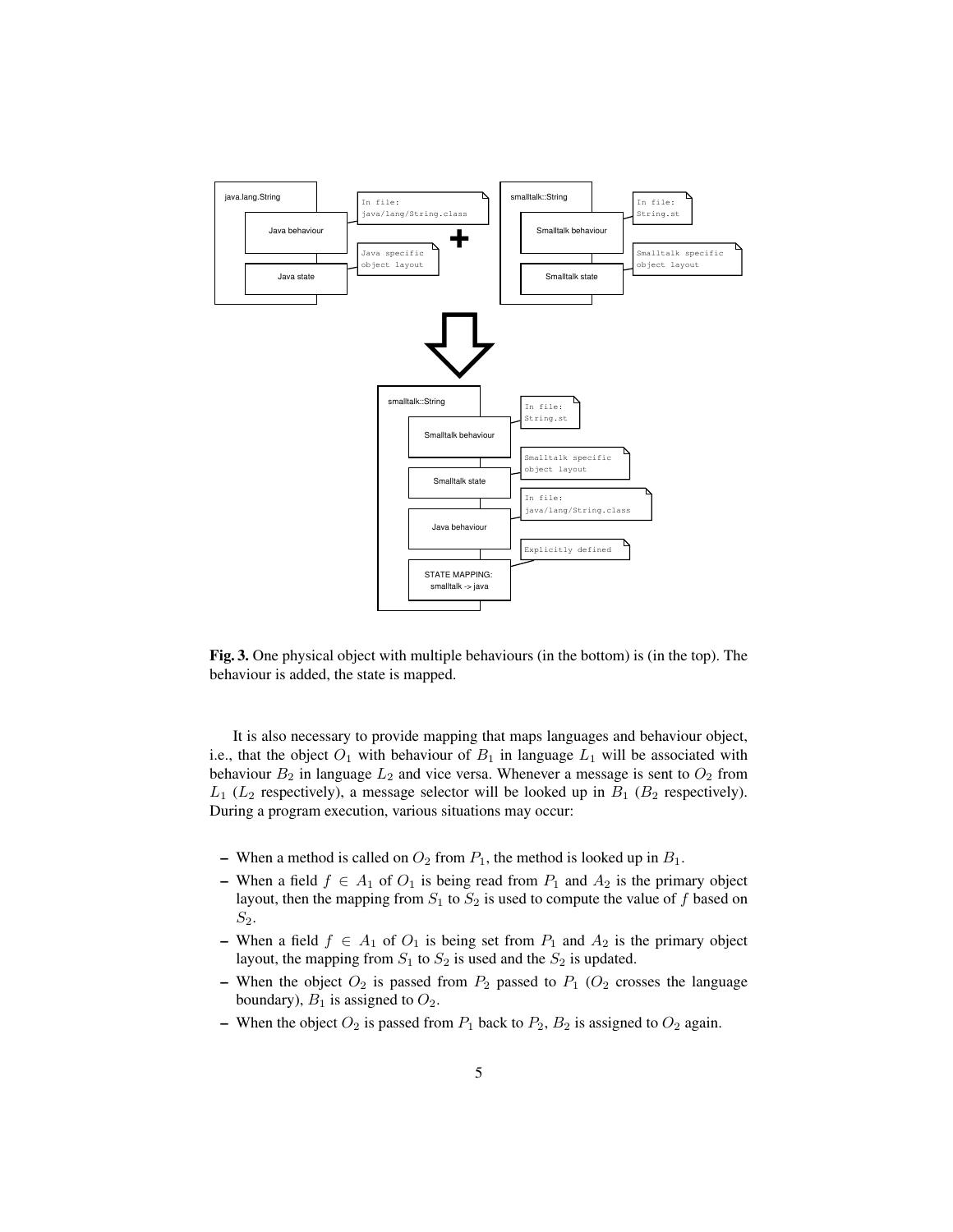java.lang.String

Java behaviour

In file: java/lang/String.class

Java state

Java specific object layout

+

smalltalk::String

Smalltalk behaviour

In file: String.st

Smalltalk state

Smalltalk specific object layout

smalltalk::String

Smalltalk behaviour

In file: String.st

Smalltalk state

Smalltalk specific object layout

Java behaviour

In file: java/lang/String.class

STATE MAPPING: smalltalk -> java

Explicitly defined

**Fig. 3.** One physical object with multiple behaviours (in the bottom) is (in the top). The behaviour is added, the state is mapped.

It is also necessary to provide mapping that maps languages and behaviour object, i.e., that the object $O_1$ with behaviour of $B_1$ in language $L_1$ will be associated with behaviour $B_2$ in language $L_2$ and vice versa. Whenever a message is sent to $O_2$ from $L_1$ ($L_2$ respectively), a message selector will be looked up in $B_1$ ($B_2$ respectively). During a program execution, various situations may occur:

- When a method is called on $O_2$ from $P_1$, the method is looked up in $B_1$.
- When a field $f \in A_1$ of $O_1$ is being read from $P_1$ and $A_2$ is the primary object layout, then the mapping from $S_1$ to $S_2$ is used to compute the value of $f$ based on $S_2$.
- When a field $f \in A_1$ of $O_1$ is being set from $P_1$ and $A_2$ is the primary object layout, the mapping from $S_1$ to $S_2$ is used and the $S_2$ is updated.
- When the object $O_2$ is passed from $P_2$ passed to $P_1$ ($O_2$ crosses the language boundary), $B_1$ is assigned to $O_2$.
- When the object $O_2$ is passed from $P_1$ back to $P_2$, $B_2$ is assigned to $O_2$ again.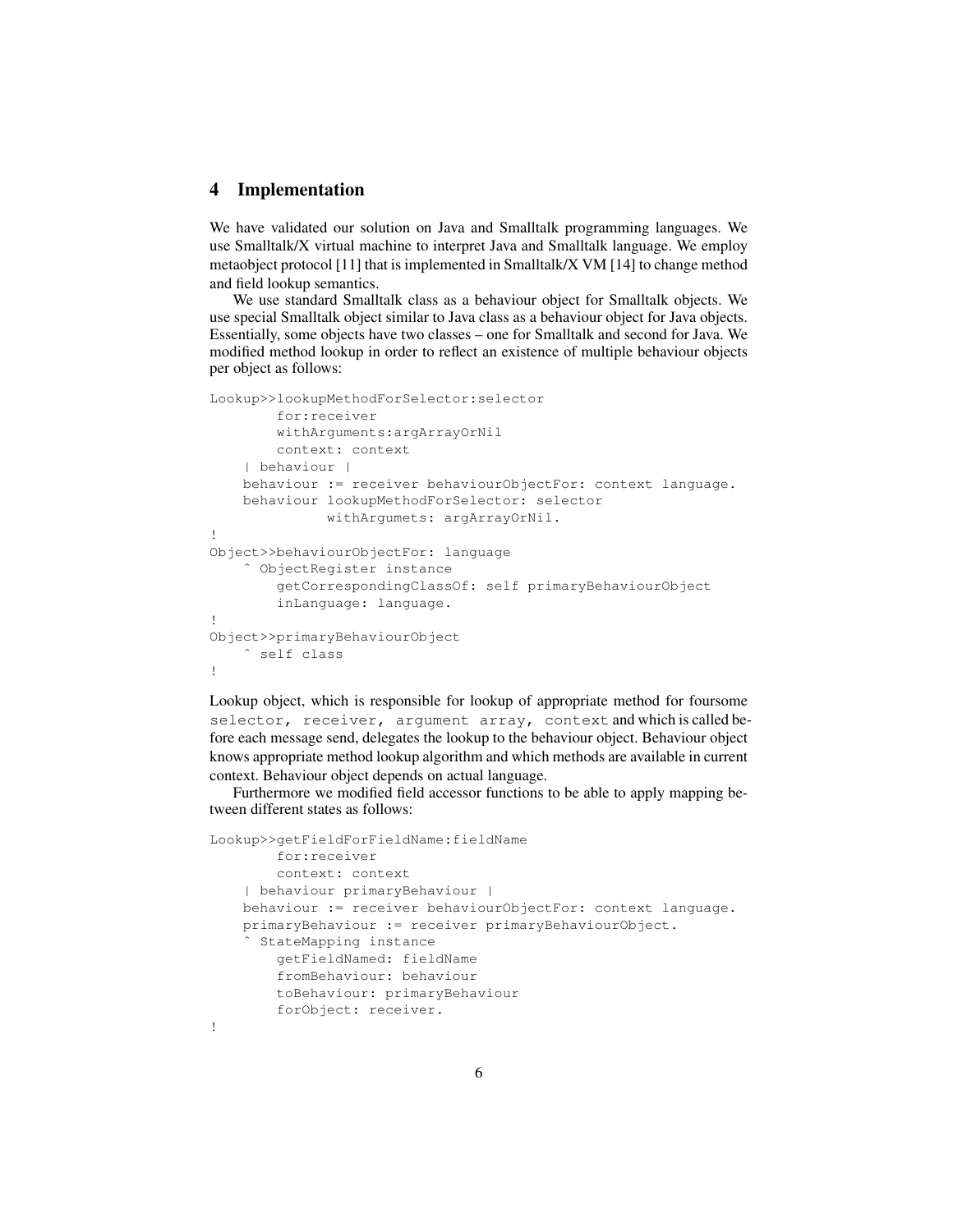## 4 Implementation

We have validated our solution on Java and Smalltalk programming languages. We use Smalltalk/X virtual machine to interpret Java and Smalltalk language. We employ metaobject protocol [11] that is implemented in Smalltalk/X VM [14] to change method and field lookup semantics.

We use standard Smalltalk class as a behaviour object for Smalltalk objects. We use special Smalltalk object similar to Java class as a behaviour object for Java objects. Essentially, some objects have two classes – one for Smalltalk and second for Java. We modified method lookup in order to reflect an existence of multiple behaviour objects per object as follows:

```
Lookup>>lookupMethodForSelector:selector
        for:receiver
        withArguments:argArrayOrNil
        context: context
    | behaviour |
    behaviour := receiver behaviourObjectFor: context language.
    behaviour lookupMethodForSelector: selector
              withArgumets: argArrayOrNil.
!
Object>>behaviourObjectFor: language
    ˆ ObjectRegister instance
        getCorrespondingClassOf: self primaryBehaviourObject
        inLanguage: language.
!
Object>>primaryBehaviourObject
    ˆ self class
!
```

Lookup object, which is responsible for lookup of appropriate method for foursome `selector, receiver, argument array, context` and which is called before each message send, delegates the lookup to the behaviour object. Behaviour object knows appropriate method lookup algorithm and which methods are available in current context. Behaviour object depends on actual language.

Furthermore we modified field accessor functions to be able to apply mapping between different states as follows:

```
Lookup>>getFieldForFieldName:fieldName
        for:receiver
        context: context
    | behaviour primaryBehaviour |
    behaviour := receiver behaviourObjectFor: context language.
    primaryBehaviour := receiver primaryBehaviourObject.
    ˆ StateMapping instance
        getFieldNamed: fieldName
        fromBehaviour: behaviour
        toBehaviour: primaryBehaviour
        forObject: receiver.
!
```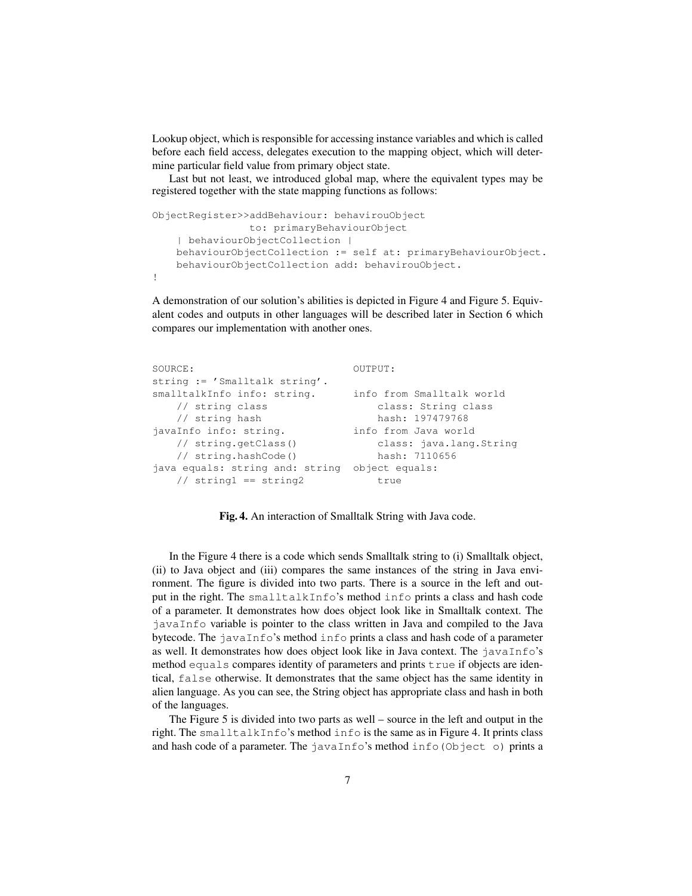Lookup object, which is responsible for accessing instance variables and which is called before each field access, delegates execution to the mapping object, which will determine particular field value from primary object state.

Last but not least, we introduced global map, where the equivalent types may be registered together with the state mapping functions as follows:

```
ObjectRegister>>addBehaviour: behavirouObject
                to: primaryBehaviourObject
    | behaviourObjectCollection |
    behaviourObjectCollection := self at: primaryBehaviourObject.
    behaviourObjectCollection add: behavirouObject.
!
```

A demonstration of our solution's abilities is depicted in Figure 4 and Figure 5. Equivalent codes and outputs in other languages will be described later in Section 6 which compares our implementation with another ones.

```
SOURCE:                          OUTPUT:
string := 'Smalltalk string'.
smalltalkInfo info: string.      info from Smalltalk world
    // string class                  class: String class
    // string hash                   hash: 197479768
javaInfo info: string.           info from Java world
    // string.getClass()             class: java.lang.String
    // string.hashCode()             hash: 7110656
java equals: string and: string  object equals:
    // string1 == string2            true
```

**Fig. 4.** An interaction of Smalltalk String with Java code.

In the Figure 4 there is a code which sends Smalltalk string to (i) Smalltalk object, (ii) to Java object and (iii) compares the same instances of the string in Java environment. The figure is divided into two parts. There is a source in the left and output in the right. The `smalltalkInfo`'s method `info` prints a class and hash code of a parameter. It demonstrates how does object look like in Smalltalk context. The `javaInfo` variable is pointer to the class written in Java and compiled to the Java bytecode. The `javaInfo`'s method `info` prints a class and hash code of a parameter as well. It demonstrates how does object look like in Java context. The `javaInfo`'s method `equals` compares identity of parameters and prints `true` if objects are identical, `false` otherwise. It demonstrates that the same object has the same identity in alien language. As you can see, the String object has appropriate class and hash in both of the languages.

The Figure 5 is divided into two parts as well – source in the left and output in the right. The `smalltalkInfo`'s method `info` is the same as in Figure 4. It prints class and hash code of a parameter. The `javaInfo`'s method `info(Object o)` prints a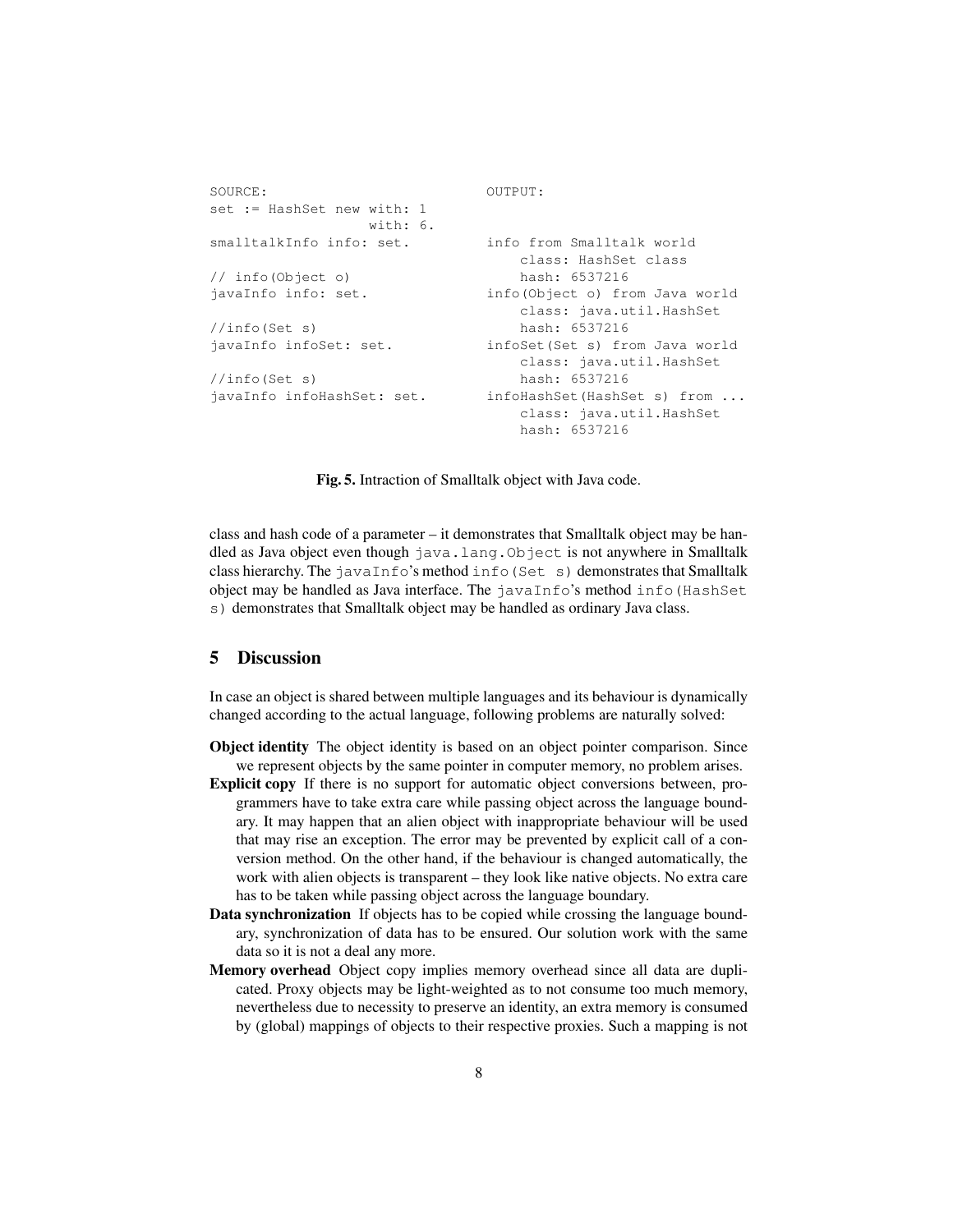```
SOURCE:                              OUTPUT:
set := HashSet new with: 1
                   with: 6.
smalltalkInfo info: set.             info from Smalltalk world
                                         class: HashSet class
// info(Object o)                        hash: 6537216
javaInfo info: set.                  info(Object o) from Java world
                                         class: java.util.HashSet
//info(Set s)                            hash: 6537216
javaInfo infoSet: set.               infoSet(Set s) from Java world
                                         class: java.util.HashSet
//info(Set s)                            hash: 6537216
javaInfo infoHashSet: set.           infoHashSet(HashSet s) from ...
                                         class: java.util.HashSet
                                         hash: 6537216
```

**Fig. 5.** Intraction of Smalltalk object with Java code.

class and hash code of a parameter – it demonstrates that Smalltalk object may be handled as Java object even though `java.lang.Object` is not anywhere in Smalltalk class hierarchy. The `javaInfo`'s method `info(Set s)` demonstrates that Smalltalk object may be handled as Java interface. The `javaInfo`'s method `info(HashSet s)` demonstrates that Smalltalk object may be handled as ordinary Java class.

## 5 Discussion

In case an object is shared between multiple languages and its behaviour is dynamically changed according to the actual language, following problems are naturally solved:

**Object identity** The object identity is based on an object pointer comparison. Since we represent objects by the same pointer in computer memory, no problem arises.

**Explicit copy** If there is no support for automatic object conversions between, programmers have to take extra care while passing object across the language boundary. It may happen that an alien object with inappropriate behaviour will be used that may rise an exception. The error may be prevented by explicit call of a conversion method. On the other hand, if the behaviour is changed automatically, the work with alien objects is transparent – they look like native objects. No extra care has to be taken while passing object across the language boundary.

**Data synchronization** If objects has to be copied while crossing the language boundary, synchronization of data has to be ensured. Our solution work with the same data so it is not a deal any more.

**Memory overhead** Object copy implies memory overhead since all data are duplicated. Proxy objects may be light-weighted as to not consume too much memory, nevertheless due to necessity to preserve an identity, an extra memory is consumed by (global) mappings of objects to their respective proxies. Such a mapping is not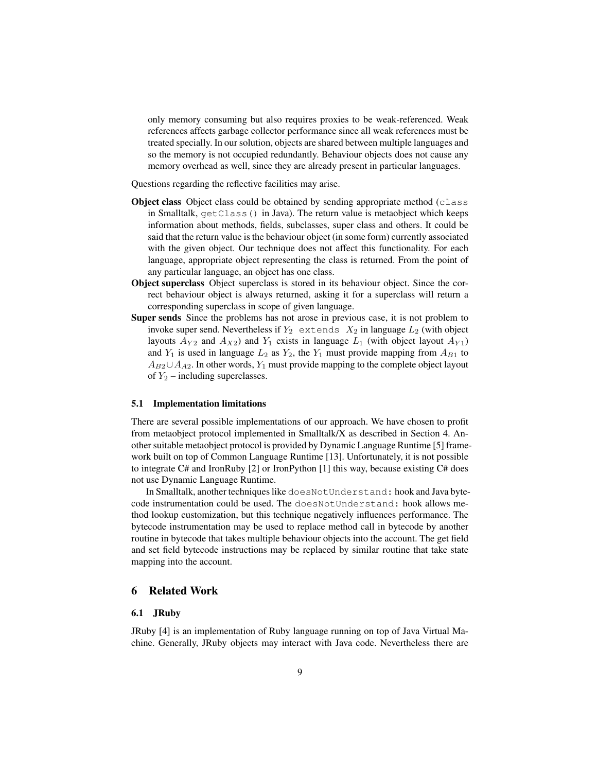only memory consuming but also requires proxies to be weak-referenced. Weak references affects garbage collector performance since all weak references must be treated specially. In our solution, objects are shared between multiple languages and so the memory is not occupied redundantly. Behaviour objects does not cause any memory overhead as well, since they are already present in particular languages.

Questions regarding the reflective facilities may arise.

**Object class** Object class could be obtained by sending appropriate method (`class` in Smalltalk, `getClass()` in Java). The return value is metaobject which keeps information about methods, fields, subclasses, super class and others. It could be said that the return value is the behaviour object (in some form) currently associated with the given object. Our technique does not affect this functionality. For each language, appropriate object representing the class is returned. From the point of any particular language, an object has one class.

**Object superclass** Object superclass is stored in its behaviour object. Since the correct behaviour object is always returned, asking it for a superclass will return a corresponding superclass in scope of given language.

**Super sends** Since the problems has not arose in previous case, it is not problem to invoke super send. Nevertheless if $Y_2$ `extends` $X_2$ in language $L_2$ (with object layouts $A_{Y2}$ and $A_{X2}$) and $Y_1$ exists in language $L_1$ (with object layout $A_{Y1}$) and $Y_1$ is used in language $L_2$ as $Y_2$, the $Y_1$ must provide mapping from $A_{B1}$ to $A_{B2} \cup A_{A2}$. In other words, $Y_1$ must provide mapping to the complete object layout of $Y_2$ – including superclasses.

### 5.1 Implementation limitations

There are several possible implementations of our approach. We have chosen to profit from metaobject protocol implemented in Smalltalk/X as described in Section 4. Another suitable metaobject protocol is provided by Dynamic Language Runtime [5] framework built on top of Common Language Runtime [13]. Unfortunately, it is not possible to integrate C# and IronRuby [2] or IronPython [1] this way, because existing C# does not use Dynamic Language Runtime.

In Smalltalk, another techniques like `doesNotUnderstand:` hook and Java bytecode instrumentation could be used. The `doesNotUnderstand:` hook allows method lookup customization, but this technique negatively influences performance. The bytecode instrumentation may be used to replace method call in bytecode by another routine in bytecode that takes multiple behaviour objects into the account. The get field and set field bytecode instructions may be replaced by similar routine that take state mapping into the account.

## 6 Related Work

### 6.1 JRuby

JRuby [4] is an implementation of Ruby language running on top of Java Virtual Machine. Generally, JRuby objects may interact with Java code. Nevertheless there are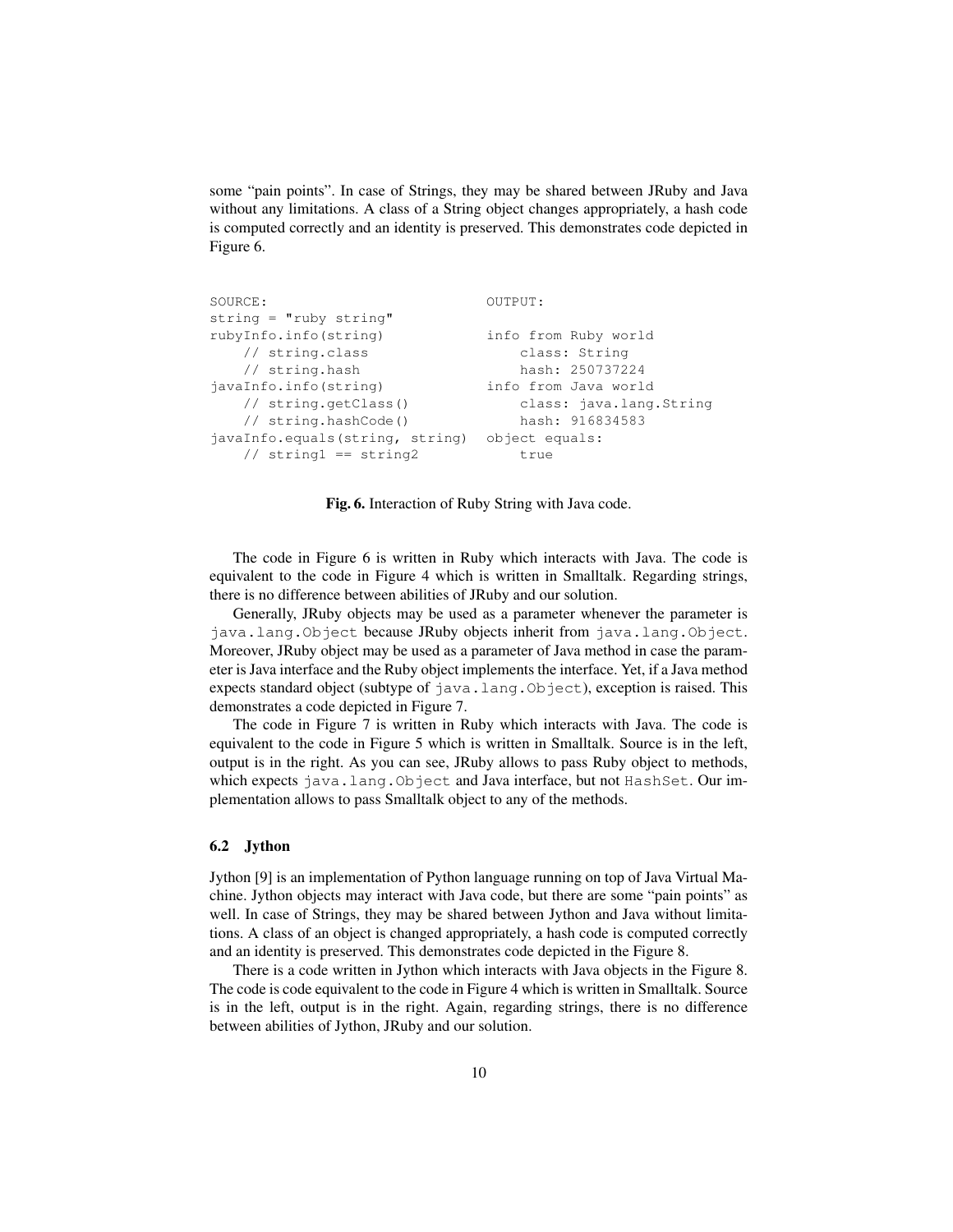some "pain points". In case of Strings, they may be shared between JRuby and Java without any limitations. A class of a String object changes appropriately, a hash code is computed correctly and an identity is preserved. This demonstrates code depicted in Figure 6.

```
SOURCE:                         OUTPUT:
string = "ruby string"
rubyInfo.info(string)           info from Ruby world
    // string.class                 class: String
    // string.hash                  hash: 250737224
javaInfo.info(string)           info from Java world
    // string.getClass()            class: java.lang.String
    // string.hashCode()            hash: 916834583
javaInfo.equals(string, string) object equals:
    // string1 == string2           true
```

**Fig. 6.** Interaction of Ruby String with Java code.

The code in Figure 6 is written in Ruby which interacts with Java. The code is equivalent to the code in Figure 4 which is written in Smalltalk. Regarding strings, there is no difference between abilities of JRuby and our solution.

Generally, JRuby objects may be used as a parameter whenever the parameter is `java.lang.Object` because JRuby objects inherit from `java.lang.Object`. Moreover, JRuby object may be used as a parameter of Java method in case the parameter is Java interface and the Ruby object implements the interface. Yet, if a Java method expects standard object (subtype of `java.lang.Object`), exception is raised. This demonstrates a code depicted in Figure 7.

The code in Figure 7 is written in Ruby which interacts with Java. The code is equivalent to the code in Figure 5 which is written in Smalltalk. Source is in the left, output is in the right. As you can see, JRuby allows to pass Ruby object to methods, which expects `java.lang.Object` and Java interface, but not `HashSet`. Our implementation allows to pass Smalltalk object to any of the methods.

### 6.2 Jython

Jython [9] is an implementation of Python language running on top of Java Virtual Machine. Jython objects may interact with Java code, but there are some "pain points" as well. In case of Strings, they may be shared between Jython and Java without limitations. A class of an object is changed appropriately, a hash code is computed correctly and an identity is preserved. This demonstrates code depicted in the Figure 8.

There is a code written in Jython which interacts with Java objects in the Figure 8. The code is code equivalent to the code in Figure 4 which is written in Smalltalk. Source is in the left, output is in the right. Again, regarding strings, there is no difference between abilities of Jython, JRuby and our solution.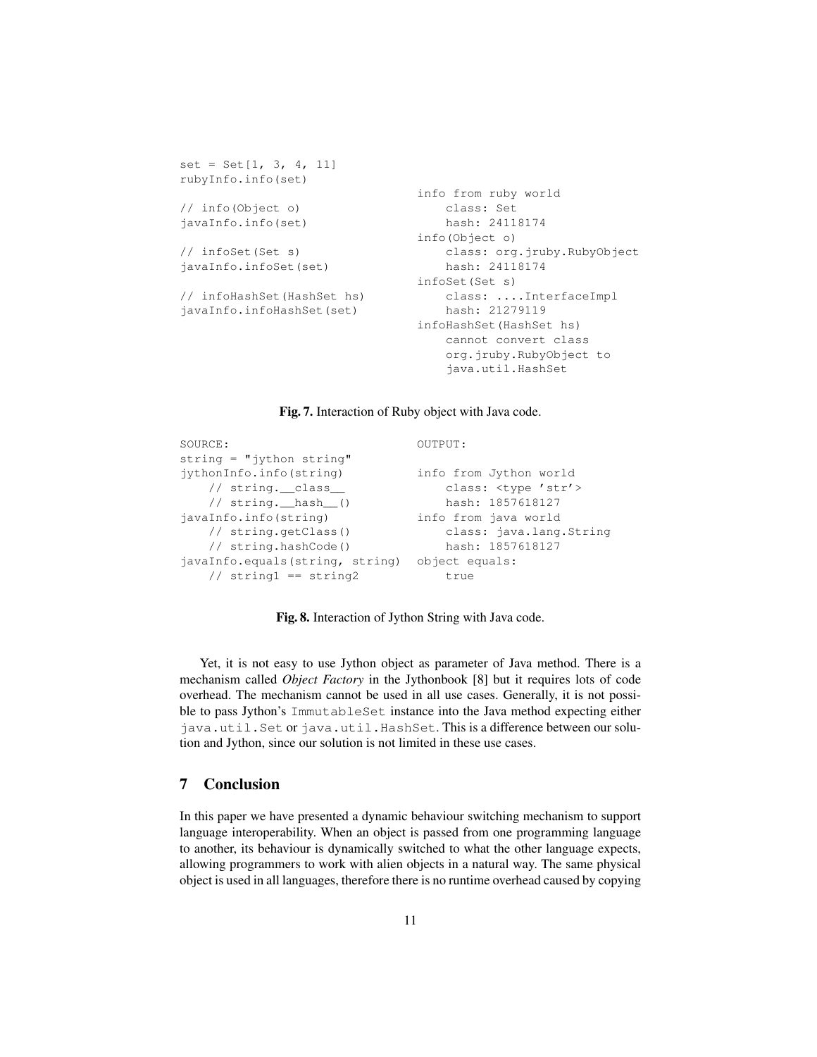```
set = Set[1, 3, 4, 11]
rubyInfo.info(set)
                                  info from ruby world
// info(Object o)                     class: Set
javaInfo.info(set)                    hash: 24118174
                                  info(Object o)
// infoSet(Set s)                     class: org.jruby.RubyObject
javaInfo.infoSet(set)                 hash: 24118174
                                  infoSet(Set s)
// infoHashSet(HashSet hs)            class: ....InterfaceImpl
javaInfo.infoHashSet(set)             hash: 21279119
                                  infoHashSet(HashSet hs)
                                      cannot convert class
                                      org.jruby.RubyObject to
                                      java.util.HashSet
```

**Fig. 7.** Interaction of Ruby object with Java code.

```
SOURCE:                           OUTPUT:
string = "jython string"
jythonInfo.info(string)           info from Jython world
    // string.__class__               class: <type 'str'>
    // string.__hash__()              hash: 1857618127
javaInfo.info(string)             info from java world
    // string.getClass()              class: java.lang.String
    // string.hashCode()              hash: 1857618127
javaInfo.equals(string, string)   object equals:
    // string1 == string2             true
```

**Fig. 8.** Interaction of Jython String with Java code.

Yet, it is not easy to use Jython object as parameter of Java method. There is a mechanism called *Object Factory* in the Jythonbook [8] but it requires lots of code overhead. The mechanism cannot be used in all use cases. Generally, it is not possible to pass Jython's `ImmutableSet` instance into the Java method expecting either `java.util.Set` or `java.util.HashSet`. This is a difference between our solution and Jython, since our solution is not limited in these use cases.

## 7 Conclusion

In this paper we have presented a dynamic behaviour switching mechanism to support language interoperability. When an object is passed from one programming language to another, its behaviour is dynamically switched to what the other language expects, allowing programmers to work with alien objects in a natural way. The same physical object is used in all languages, therefore there is no runtime overhead caused by copying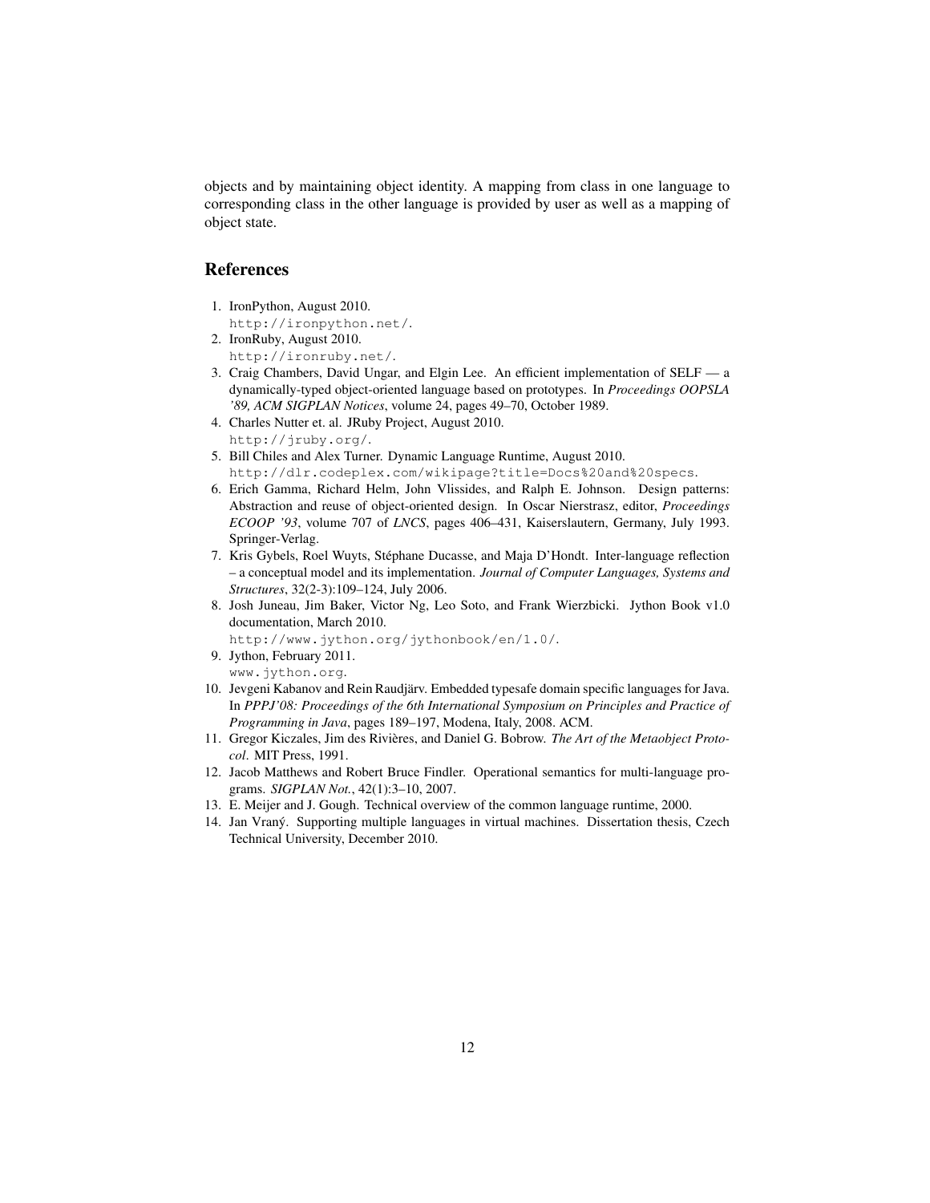objects and by maintaining object identity. A mapping from class in one language to corresponding class in the other language is provided by user as well as a mapping of object state.

## References

1. IronPython, August 2010.
   `http://ironpython.net/`.
2. IronRuby, August 2010.
   `http://ironruby.net/`.
3. Craig Chambers, David Ungar, and Elgin Lee. An efficient implementation of SELF — a dynamically-typed object-oriented language based on prototypes. In *Proceedings OOPSLA '89, ACM SIGPLAN Notices*, volume 24, pages 49–70, October 1989.
4. Charles Nutter et. al. JRuby Project, August 2010.
   `http://jruby.org/`.
5. Bill Chiles and Alex Turner. Dynamic Language Runtime, August 2010.
   `http://dlr.codeplex.com/wikipage?title=Docs%20and%20specs`.
6. Erich Gamma, Richard Helm, John Vlissides, and Ralph E. Johnson. Design patterns: Abstraction and reuse of object-oriented design. In Oscar Nierstrasz, editor, *Proceedings ECOOP '93*, volume 707 of *LNCS*, pages 406–431, Kaiserslautern, Germany, July 1993. Springer-Verlag.
7. Kris Gybels, Roel Wuyts, Stéphane Ducasse, and Maja D'Hondt. Inter-language reflection – a conceptual model and its implementation. *Journal of Computer Languages, Systems and Structures*, 32(2-3):109–124, July 2006.
8. Josh Juneau, Jim Baker, Victor Ng, Leo Soto, and Frank Wierzbicki. Jython Book v1.0 documentation, March 2010.
   `http://www.jython.org/jythonbook/en/1.0/`.
9. Jython, February 2011.
   `www.jython.org`.
10. Jevgeni Kabanov and Rein Raudjärv. Embedded typesafe domain specific languages for Java. In *PPPJ'08: Proceedings of the 6th International Symposium on Principles and Practice of Programming in Java*, pages 189–197, Modena, Italy, 2008. ACM.
11. Gregor Kiczales, Jim des Rivières, and Daniel G. Bobrow. *The Art of the Metaobject Protocol*. MIT Press, 1991.
12. Jacob Matthews and Robert Bruce Findler. Operational semantics for multi-language programs. *SIGPLAN Not.*, 42(1):3–10, 2007.
13. E. Meijer and J. Gough. Technical overview of the common language runtime, 2000.
14. Jan Vraný. Supporting multiple languages in virtual machines. Dissertation thesis, Czech Technical University, December 2010.